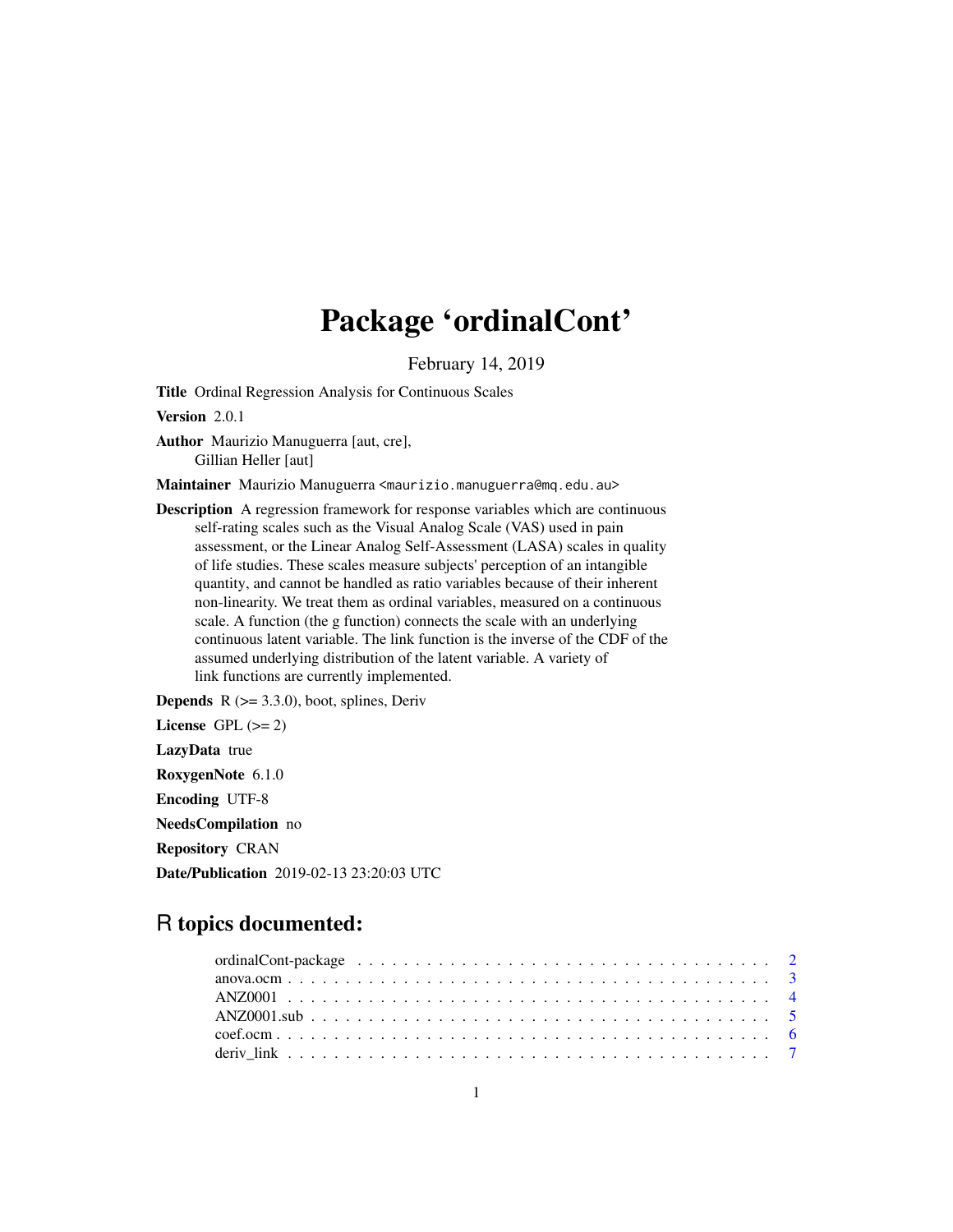# Package 'ordinalCont'

February 14, 2019

**Title** Ordinal Regression Analysis for Continuous Scales

**Version** 2.0.1

**Author** Maurizio Manuguerra [aut, cre], Gillian Heller [aut]

**Maintainer** Maurizio Manuguerra <maurizio.manuguerra@mq.edu.au>

**Description** A regression framework for response variables which are continuous self-rating scales such as the Visual Analog Scale (VAS) used in pain assessment, or the Linear Analog Self-Assessment (LASA) scales in quality of life studies. These scales measure subjects' perception of an intangible quantity, and cannot be handled as ratio variables because of their inherent non-linearity. We treat them as ordinal variables, measured on a continuous scale. A function (the g function) connects the scale with an underlying continuous latent variable. The link function is the inverse of the CDF of the assumed underlying distribution of the latent variable. A variety of link functions are currently implemented.

**Depends** R (>= 3.3.0), boot, splines, Deriv

**License** GPL (>= 2)

**LazyData** true

**RoxygenNote** 6.1.0

**Encoding** UTF-8

**NeedsCompilation** no

**Repository** CRAN

**Date/Publication** 2019-02-13 23:20:03 UTC

## R topics documented:

- ordinalCont-package . . . . . . . . . . . . . . . . . . . . . . . . . . . . . . . . . . . 2
- anova.ocm . . . . . . . . . . . . . . . . . . . . . . . . . . . . . . . . . . . . . . . . . 3
- ANZ0001 . . . . . . . . . . . . . . . . . . . . . . . . . . . . . . . . . . . . . . . . . . 4
- ANZ0001.sub . . . . . . . . . . . . . . . . . . . . . . . . . . . . . . . . . . . . . . . 5
- coef.ocm . . . . . . . . . . . . . . . . . . . . . . . . . . . . . . . . . . . . . . . . . . 6
- deriv_link . . . . . . . . . . . . . . . . . . . . . . . . . . . . . . . . . . . . . . . . . 7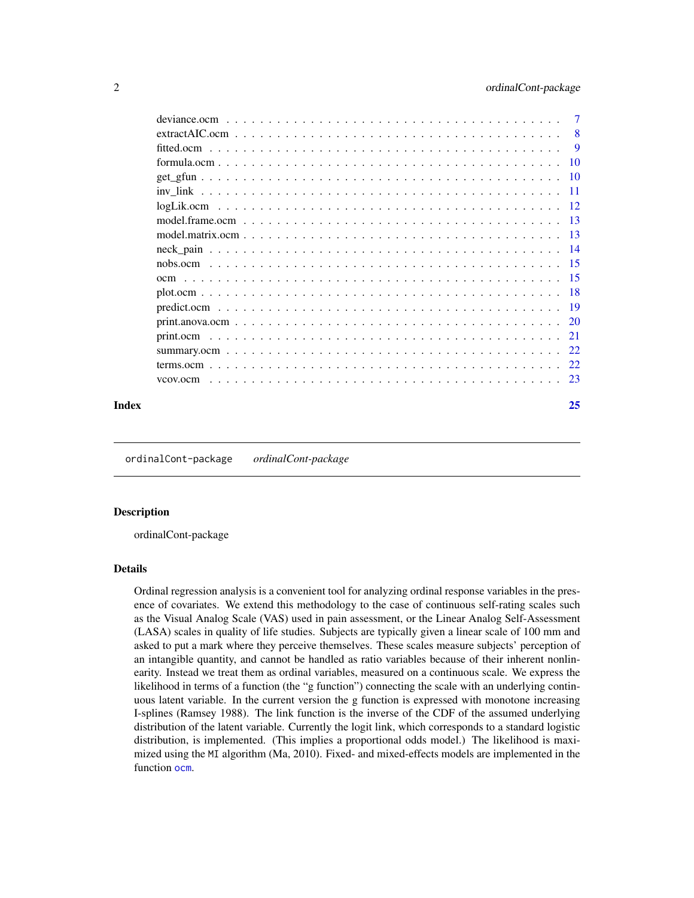| | |
|---|---|
| deviance.ocm | 7 |
| extractAIC.ocm | 8 |
| fitted.ocm | 9 |
| formula.ocm | 10 |
| get_gfun | 10 |
| inv_link | 11 |
| logLik.ocm | 12 |
| model.frame.ocm | 13 |
| model.matrix.ocm | 13 |
| neck_pain | 14 |
| nobs.ocm | 15 |
| ocm | 15 |
| plot.ocm | 18 |
| predict.ocm | 19 |
| print.anova.ocm | 20 |
| print.ocm | 21 |
| summary.ocm | 22 |
| terms.ocm | 22 |
| vcov.ocm | 23 |

**Index** 25

# ordinalCont-package *ordinalCont-package*

## Description

ordinalCont-package

## Details

Ordinal regression analysis is a convenient tool for analyzing ordinal response variables in the presence of covariates. We extend this methodology to the case of continuous self-rating scales such as the Visual Analog Scale (VAS) used in pain assessment, or the Linear Analog Self-Assessment (LASA) scales in quality of life studies. Subjects are typically given a linear scale of 100 mm and asked to put a mark where they perceive themselves. These scales measure subjects' perception of an intangible quantity, and cannot be handled as ratio variables because of their inherent nonlinearity. Instead we treat them as ordinal variables, measured on a continuous scale. We express the likelihood in terms of a function (the "g function") connecting the scale with an underlying continuous latent variable. In the current version the g function is expressed with monotone increasing I-splines (Ramsey 1988). The link function is the inverse of the CDF of the assumed underlying distribution of the latent variable. Currently the logit link, which corresponds to a standard logistic distribution, is implemented. (This implies a proportional odds model.) The likelihood is maximized using the `MI` algorithm (Ma, 2010). Fixed- and mixed-effects models are implemented in the function `ocm`.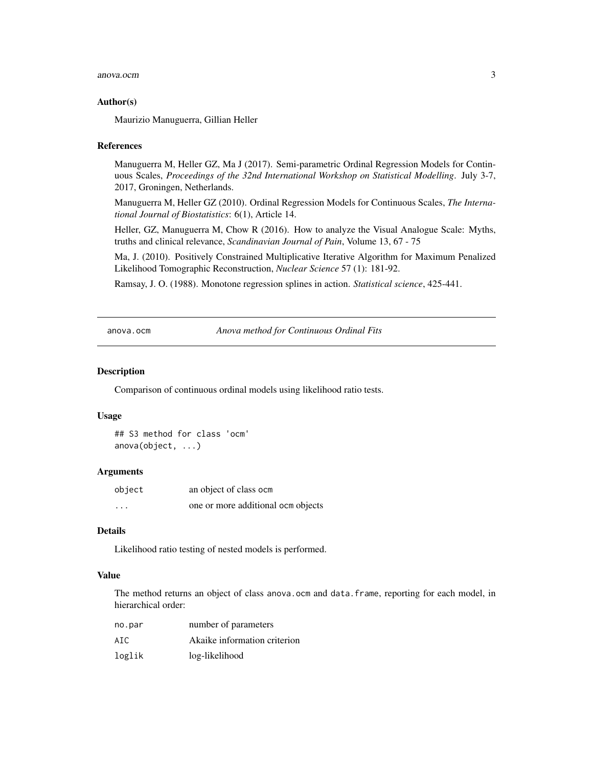### Author(s)

Maurizio Manuguerra, Gillian Heller

### References

Manuguerra M, Heller GZ, Ma J (2017). Semi-parametric Ordinal Regression Models for Continuous Scales, *Proceedings of the 32nd International Workshop on Statistical Modelling*. July 3-7, 2017, Groningen, Netherlands.

Manuguerra M, Heller GZ (2010). Ordinal Regression Models for Continuous Scales, *The International Journal of Biostatistics*: 6(1), Article 14.

Heller, GZ, Manuguerra M, Chow R (2016). How to analyze the Visual Analogue Scale: Myths, truths and clinical relevance, *Scandinavian Journal of Pain*, Volume 13, 67 - 75

Ma, J. (2010). Positively Constrained Multiplicative Iterative Algorithm for Maximum Penalized Likelihood Tomographic Reconstruction, *Nuclear Science* 57 (1): 181-92.

Ramsay, J. O. (1988). Monotone regression splines in action. *Statistical science*, 425-441.

---

## anova.ocm — *Anova method for Continuous Ordinal Fits*

### Description

Comparison of continuous ordinal models using likelihood ratio tests.

### Usage

```
## S3 method for class 'ocm'
anova(object, ...)
```

### Arguments

| | |
|---|---|
| object | an object of class ocm |
| ... | one or more additional ocm objects |

### Details

Likelihood ratio testing of nested models is performed.

### Value

The method returns an object of class anova.ocm and data.frame, reporting for each model, in hierarchical order:

| | |
|---|---|
| no.par | number of parameters |
| AIC | Akaike information criterion |
| loglik | log-likelihood |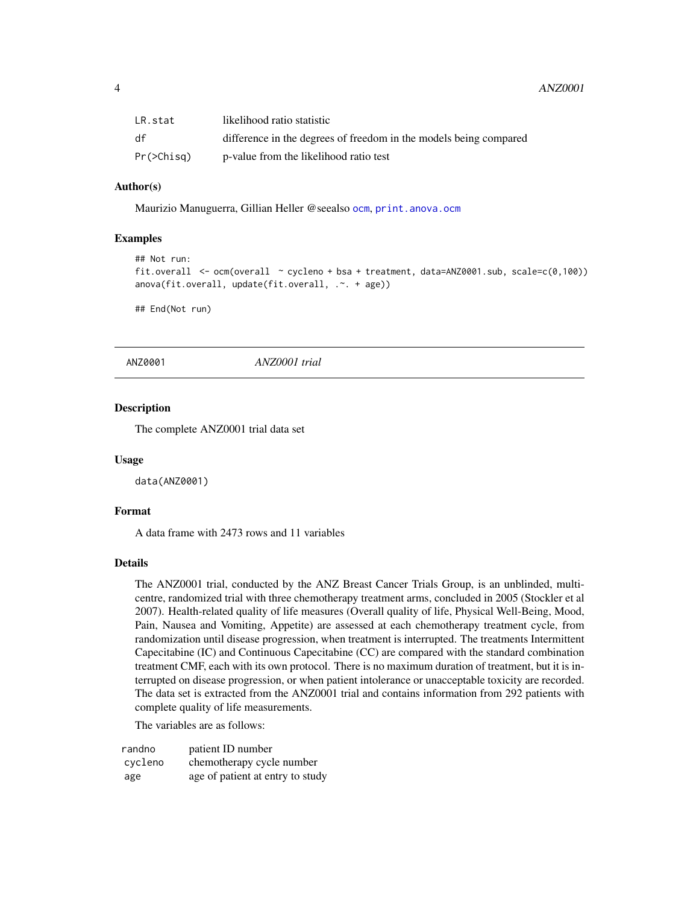| | |
|---|---|
| LR.stat | likelihood ratio statistic |
| df | difference in the degrees of freedom in the models being compared |
| Pr(>Chisq) | p-value from the likelihood ratio test |

### Author(s)

Maurizio Manuguerra, Gillian Heller @seealso ocm, print.anova.ocm

### Examples

```
## Not run:
fit.overall  <- ocm(overall  ~ cycleno + bsa + treatment, data=ANZ0001.sub, scale=c(0,100))
anova(fit.overall, update(fit.overall, .~. + age))

## End(Not run)
```

## ANZ0001 *ANZ0001 trial*

### Description

The complete ANZ0001 trial data set

### Usage

```
data(ANZ0001)
```

### Format

A data frame with 2473 rows and 11 variables

### Details

The ANZ0001 trial, conducted by the ANZ Breast Cancer Trials Group, is an unblinded, multi-centre, randomized trial with three chemotherapy treatment arms, concluded in 2005 (Stockler et al 2007). Health-related quality of life measures (Overall quality of life, Physical Well-Being, Mood, Pain, Nausea and Vomiting, Appetite) are assessed at each chemotherapy treatment cycle, from randomization until disease progression, when treatment is interrupted. The treatments Intermittent Capecitabine (IC) and Continuous Capecitabine (CC) are compared with the standard combination treatment CMF, each with its own protocol. There is no maximum duration of treatment, but it is interrupted on disease progression, or when patient intolerance or unacceptable toxicity are recorded. The data set is extracted from the ANZ0001 trial and contains information from 292 patients with complete quality of life measurements.

The variables are as follows:

| | |
|---|---|
| randno | patient ID number |
| cycleno | chemotherapy cycle number |
| age | age of patient at entry to study |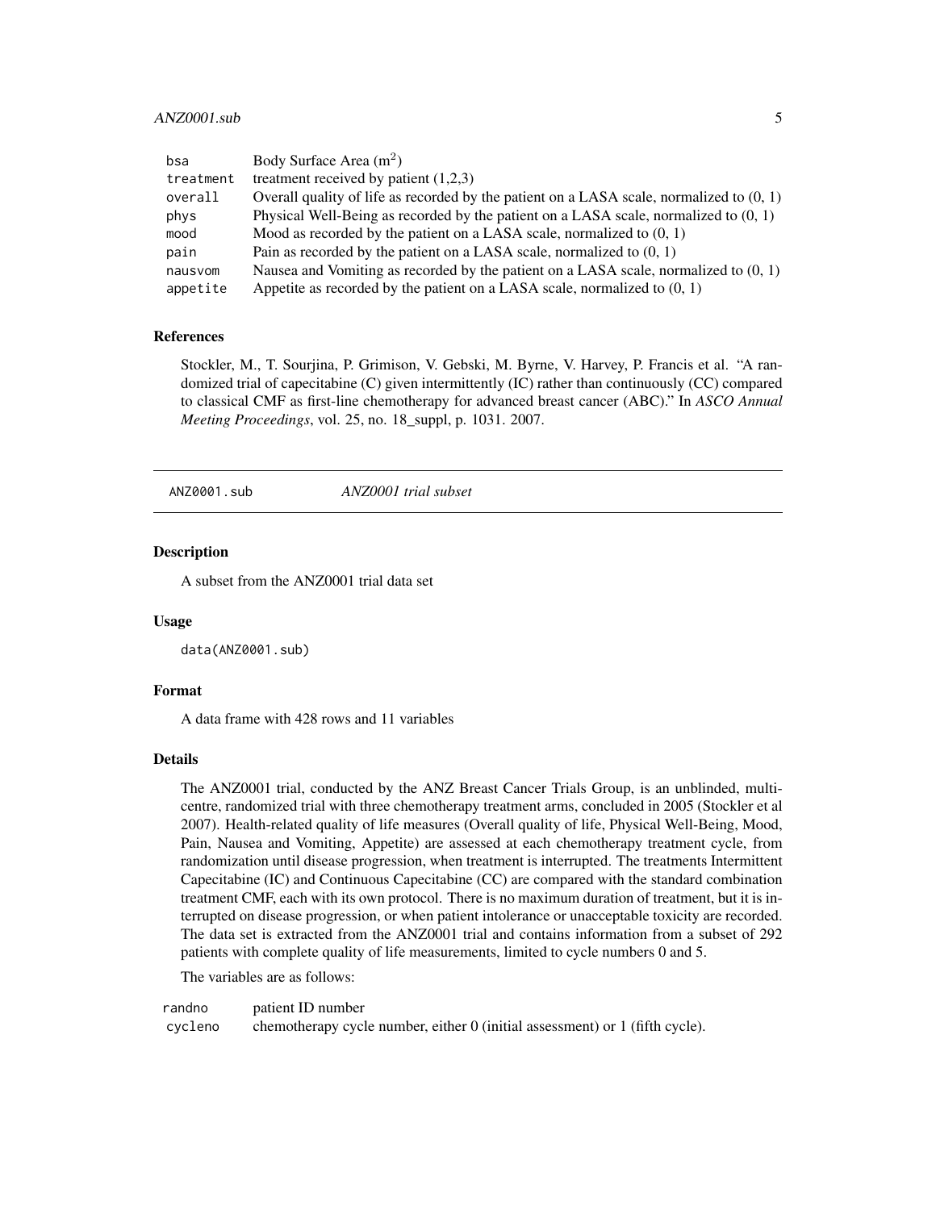| | |
|---|---|
| bsa | Body Surface Area ($m^2$) |
| treatment | treatment received by patient (1,2,3) |
| overall | Overall quality of life as recorded by the patient on a LASA scale, normalized to (0, 1) |
| phys | Physical Well-Being as recorded by the patient on a LASA scale, normalized to (0, 1) |
| mood | Mood as recorded by the patient on a LASA scale, normalized to (0, 1) |
| pain | Pain as recorded by the patient on a LASA scale, normalized to (0, 1) |
| nausvom | Nausea and Vomiting as recorded by the patient on a LASA scale, normalized to (0, 1) |
| appetite | Appetite as recorded by the patient on a LASA scale, normalized to (0, 1) |

### References

Stockler, M., T. Sourjina, P. Grimison, V. Gebski, M. Byrne, V. Harvey, P. Francis et al. "A randomized trial of capecitabine (C) given intermittently (IC) rather than continuously (CC) compared to classical CMF as first-line chemotherapy for advanced breast cancer (ABC)." In *ASCO Annual Meeting Proceedings*, vol. 25, no. 18_suppl, p. 1031. 2007.

## ANZ0001.sub — *ANZ0001 trial subset*

### Description

A subset from the ANZ0001 trial data set

### Usage

```
data(ANZ0001.sub)
```

### Format

A data frame with 428 rows and 11 variables

### Details

The ANZ0001 trial, conducted by the ANZ Breast Cancer Trials Group, is an unblinded, multicentre, randomized trial with three chemotherapy treatment arms, concluded in 2005 (Stockler et al 2007). Health-related quality of life measures (Overall quality of life, Physical Well-Being, Mood, Pain, Nausea and Vomiting, Appetite) are assessed at each chemotherapy treatment cycle, from randomization until disease progression, when treatment is interrupted. The treatments Intermittent Capecitabine (IC) and Continuous Capecitabine (CC) are compared with the standard combination treatment CMF, each with its own protocol. There is no maximum duration of treatment, but it is interrupted on disease progression, or when patient intolerance or unacceptable toxicity are recorded. The data set is extracted from the ANZ0001 trial and contains information from a subset of 292 patients with complete quality of life measurements, limited to cycle numbers 0 and 5.

The variables are as follows:

| | |
|---|---|
| randno | patient ID number |
| cycleno | chemotherapy cycle number, either 0 (initial assessment) or 1 (fifth cycle). |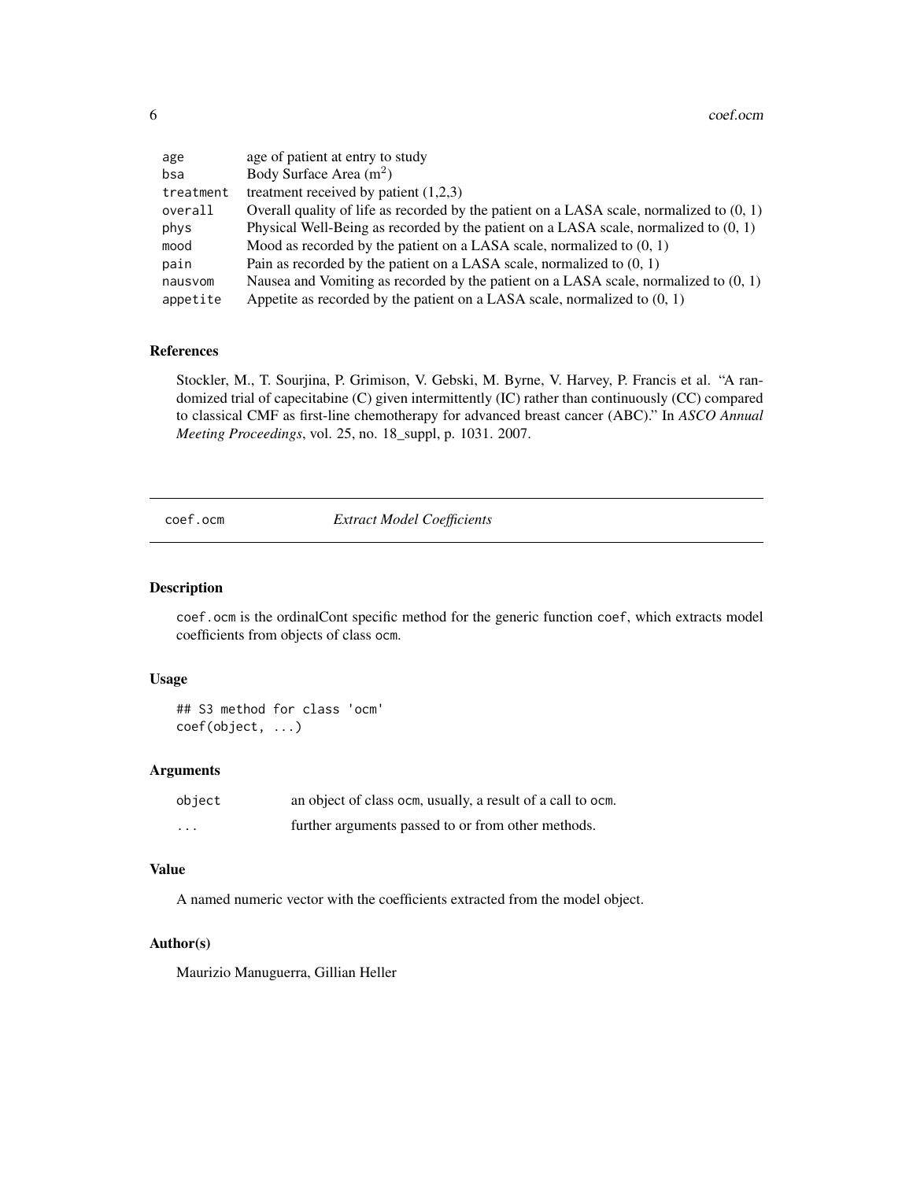| | |
|---|---|
| age | age of patient at entry to study |
| bsa | Body Surface Area ($m^2$) |
| treatment | treatment received by patient (1,2,3) |
| overall | Overall quality of life as recorded by the patient on a LASA scale, normalized to (0, 1) |
| phys | Physical Well-Being as recorded by the patient on a LASA scale, normalized to (0, 1) |
| mood | Mood as recorded by the patient on a LASA scale, normalized to (0, 1) |
| pain | Pain as recorded by the patient on a LASA scale, normalized to (0, 1) |
| nausvom | Nausea and Vomiting as recorded by the patient on a LASA scale, normalized to (0, 1) |
| appetite | Appetite as recorded by the patient on a LASA scale, normalized to (0, 1) |

### References

Stockler, M., T. Sourjina, P. Grimison, V. Gebski, M. Byrne, V. Harvey, P. Francis et al. "A randomized trial of capecitabine (C) given intermittently (IC) rather than continuously (CC) compared to classical CMF as first-line chemotherapy for advanced breast cancer (ABC)." In *ASCO Annual Meeting Proceedings*, vol. 25, no. 18_suppl, p. 1031. 2007.

---

## coef.ocm — *Extract Model Coefficients*

### Description

coef.ocm is the ordinalCont specific method for the generic function coef, which extracts model coefficients from objects of class ocm.

### Usage

```
## S3 method for class 'ocm'
coef(object, ...)
```

### Arguments

| | |
|---|---|
| object | an object of class ocm, usually, a result of a call to ocm. |
| ... | further arguments passed to or from other methods. |

### Value

A named numeric vector with the coefficients extracted from the model object.

### Author(s)

Maurizio Manuguerra, Gillian Heller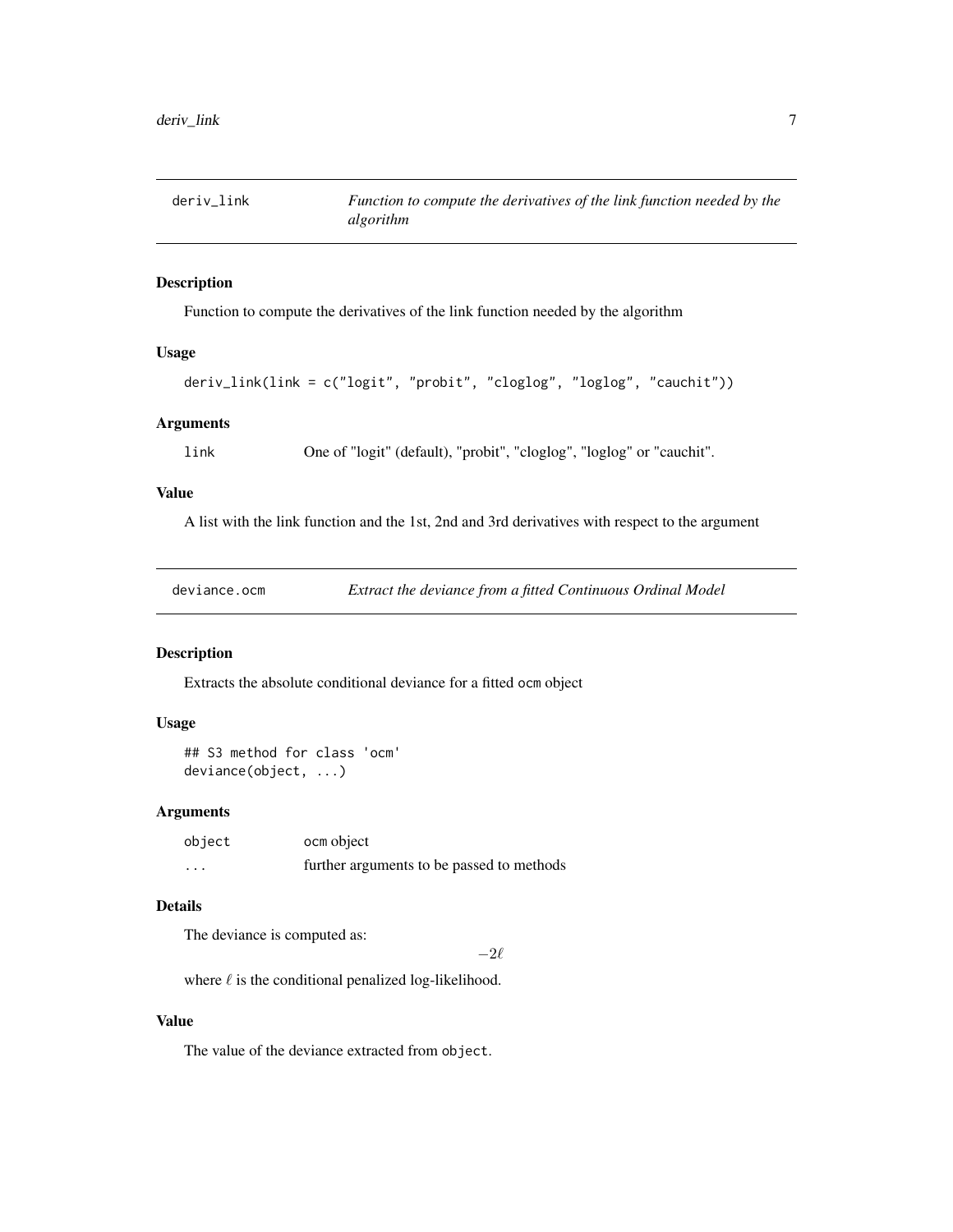## deriv_link — *Function to compute the derivatives of the link function needed by the algorithm*

### Description

Function to compute the derivatives of the link function needed by the algorithm

### Usage

```
deriv_link(link = c("logit", "probit", "cloglog", "loglog", "cauchit"))
```

### Arguments

| | |
|---|---|
| link | One of "logit" (default), "probit", "cloglog", "loglog" or "cauchit". |

### Value

A list with the link function and the 1st, 2nd and 3rd derivatives with respect to the argument

## deviance.ocm — *Extract the deviance from a fitted Continuous Ordinal Model*

### Description

Extracts the absolute conditional deviance for a fitted `ocm` object

### Usage

```
## S3 method for class 'ocm'
deviance(object, ...)
```

### Arguments

| | |
|---|---|
| object | `ocm` object |
| ... | further arguments to be passed to methods |

### Details

The deviance is computed as:

$$-2\ell$$

where $\ell$ is the conditional penalized log-likelihood.

### Value

The value of the deviance extracted from `object`.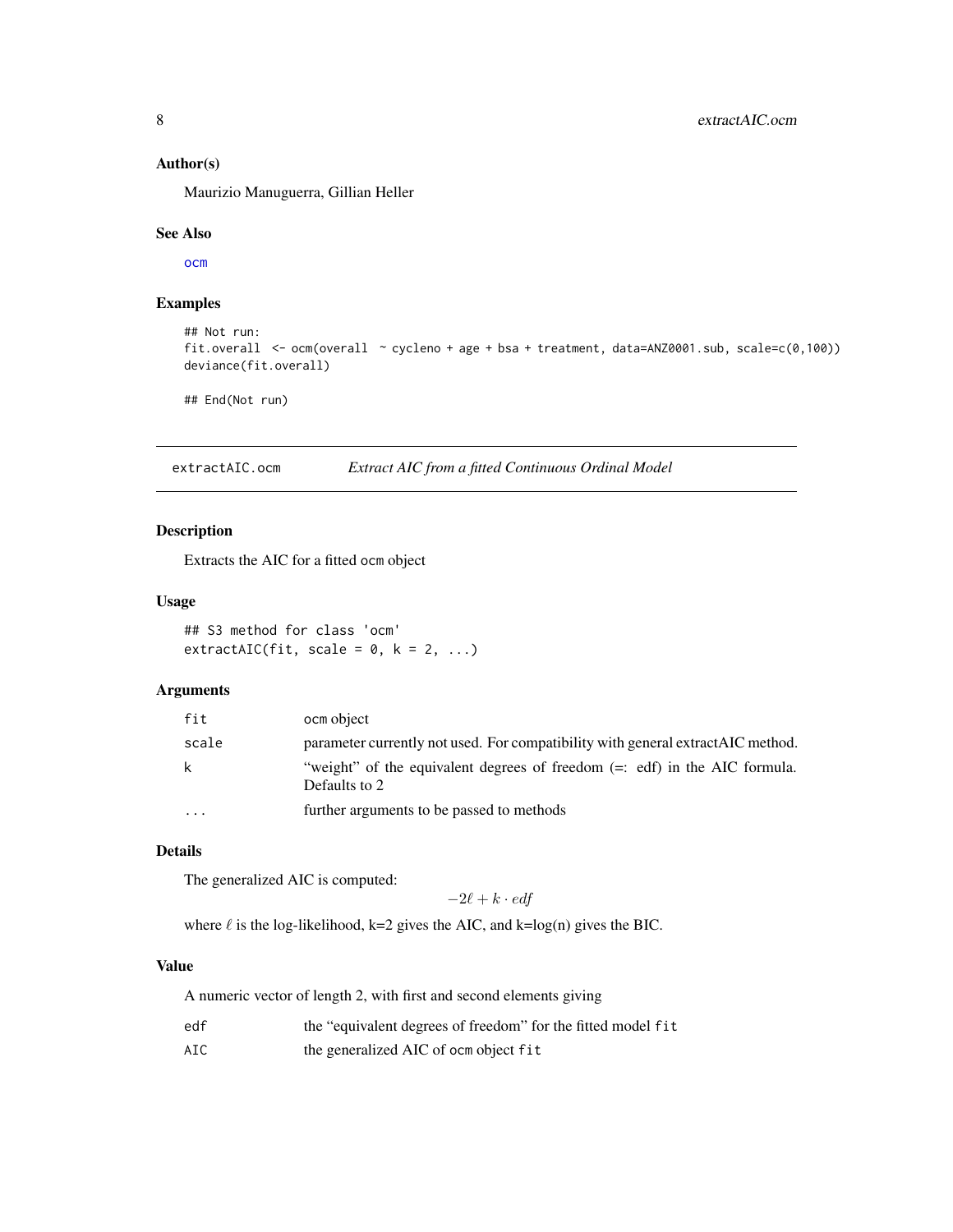### Author(s)

Maurizio Manuguerra, Gillian Heller

### See Also

ocm

### Examples

```
## Not run:
fit.overall  <- ocm(overall  ~ cycleno + age + bsa + treatment, data=ANZ0001.sub, scale=c(0,100))
deviance(fit.overall)

## End(Not run)
```

---

## extractAIC.ocm — *Extract AIC from a fitted Continuous Ordinal Model*

### Description

Extracts the AIC for a fitted `ocm` object

### Usage

```
## S3 method for class 'ocm'
extractAIC(fit, scale = 0, k = 2, ...)
```

### Arguments

| | |
|---|---|
| `fit` | `ocm` object |
| `scale` | parameter currently not used. For compatibility with general extractAIC method. |
| `k` | "weight" of the equivalent degrees of freedom (=: edf) in the AIC formula. Defaults to 2 |
| `...` | further arguments to be passed to methods |

### Details

The generalized AIC is computed:

$$-2\ell + k \cdot edf$$

where $\ell$ is the log-likelihood, k=2 gives the AIC, and k=log(n) gives the BIC.

### Value

A numeric vector of length 2, with first and second elements giving

| | |
|---|---|
| `edf` | the "equivalent degrees of freedom" for the fitted model `fit` |
| `AIC` | the generalized AIC of `ocm` object `fit` |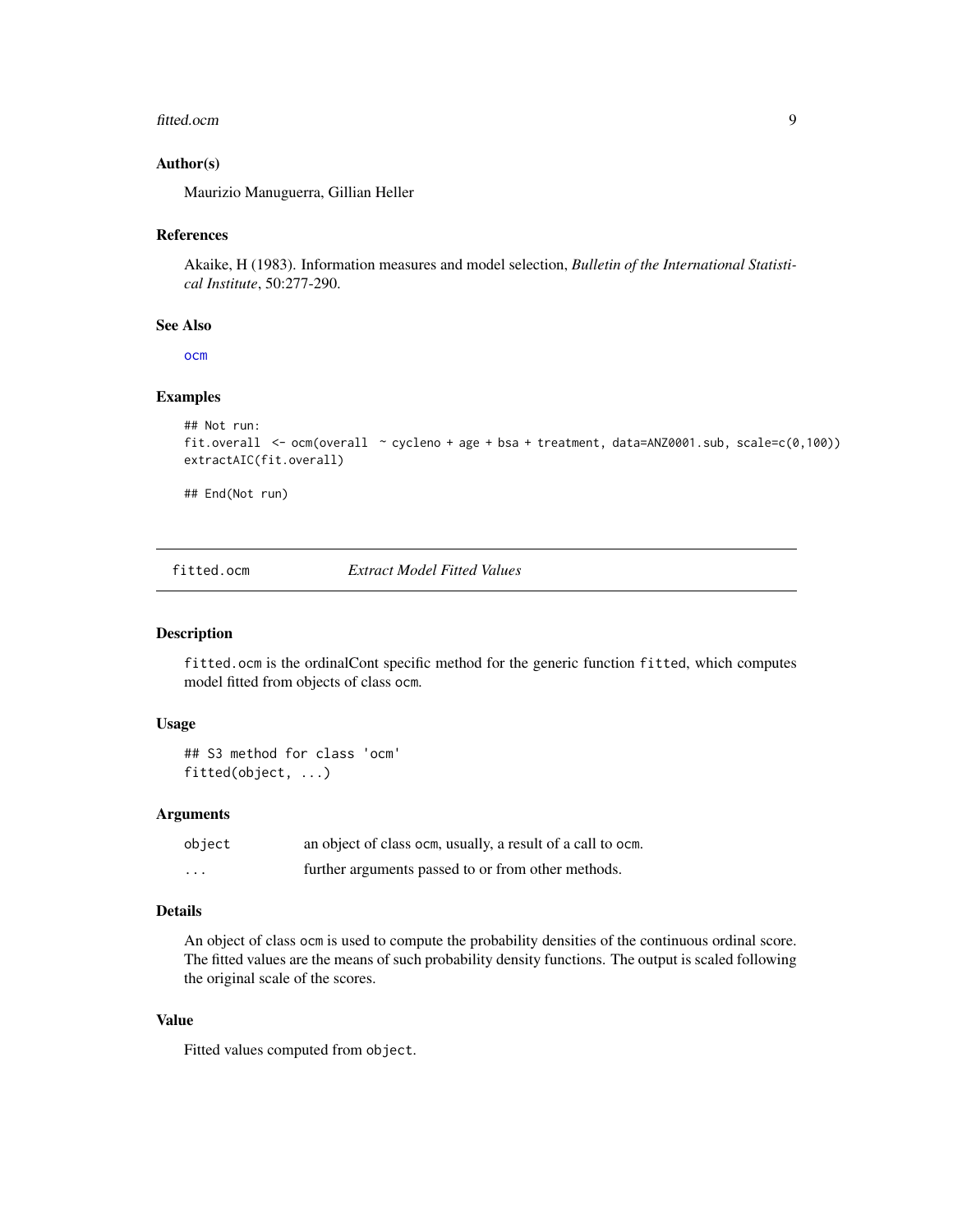### Author(s)

Maurizio Manuguerra, Gillian Heller

### References

Akaike, H (1983). Information measures and model selection, *Bulletin of the International Statistical Institute*, 50:277-290.

### See Also

ocm

### Examples

```
## Not run:
fit.overall  <- ocm(overall  ~ cycleno + age + bsa + treatment, data=ANZ0001.sub, scale=c(0,100))
extractAIC(fit.overall)

## End(Not run)
```

---

## fitted.ocm — *Extract Model Fitted Values*

### Description

`fitted.ocm` is the ordinalCont specific method for the generic function `fitted`, which computes model fitted from objects of class `ocm`.

### Usage

```
## S3 method for class 'ocm'
fitted(object, ...)
```

### Arguments

| | |
|---|---|
| `object` | an object of class `ocm`, usually, a result of a call to `ocm`. |
| `...` | further arguments passed to or from other methods. |

### Details

An object of class `ocm` is used to compute the probability densities of the continuous ordinal score. The fitted values are the means of such probability density functions. The output is scaled following the original scale of the scores.

### Value

Fitted values computed from `object`.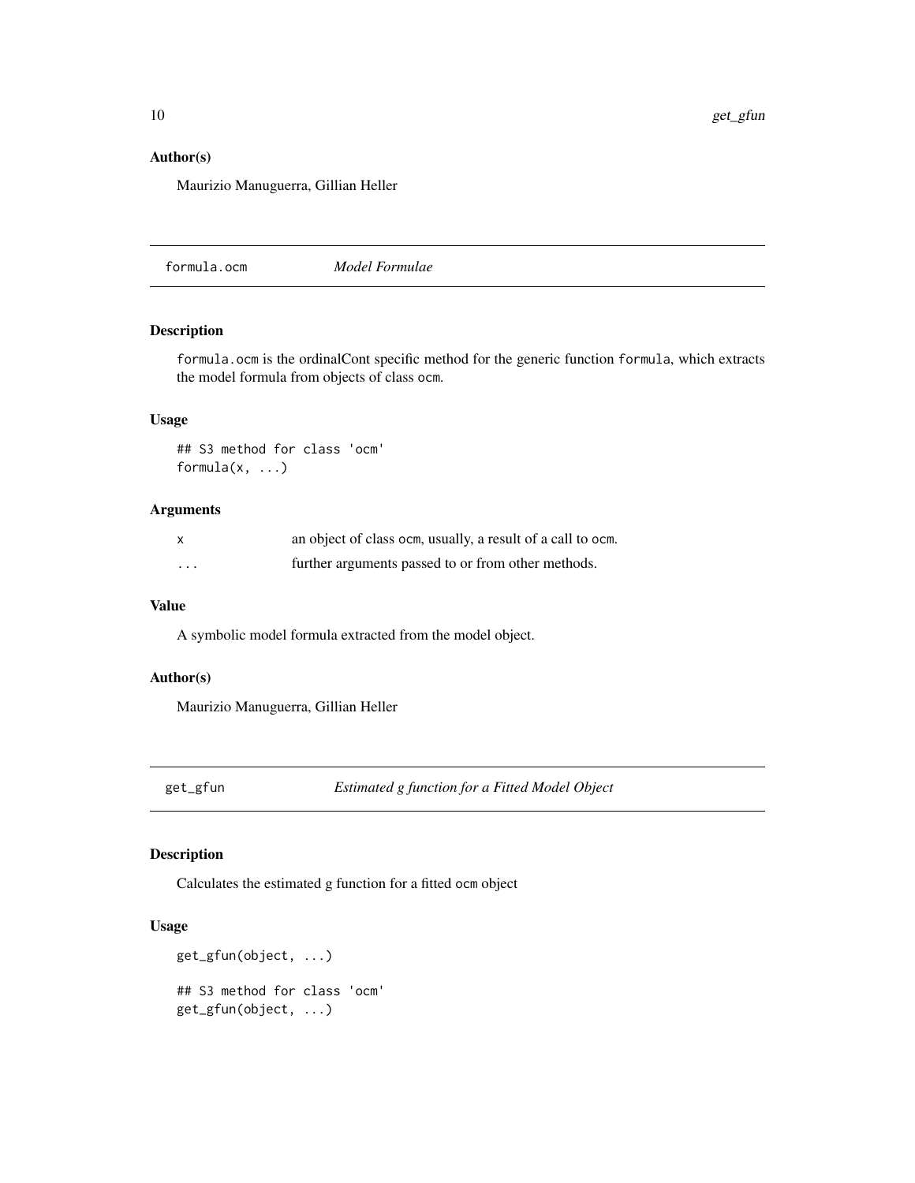### Author(s)

Maurizio Manuguerra, Gillian Heller

## formula.ocm *Model Formulae*

### Description

formula.ocm is the ordinalCont specific method for the generic function formula, which extracts the model formula from objects of class ocm.

### Usage

```
## S3 method for class 'ocm'
formula(x, ...)
```

### Arguments

| | |
|---|---|
| x | an object of class ocm, usually, a result of a call to ocm. |
| ... | further arguments passed to or from other methods. |

### Value

A symbolic model formula extracted from the model object.

### Author(s)

Maurizio Manuguerra, Gillian Heller

## get_gfun *Estimated g function for a Fitted Model Object*

### Description

Calculates the estimated g function for a fitted ocm object

### Usage

```
get_gfun(object, ...)

## S3 method for class 'ocm'
get_gfun(object, ...)
```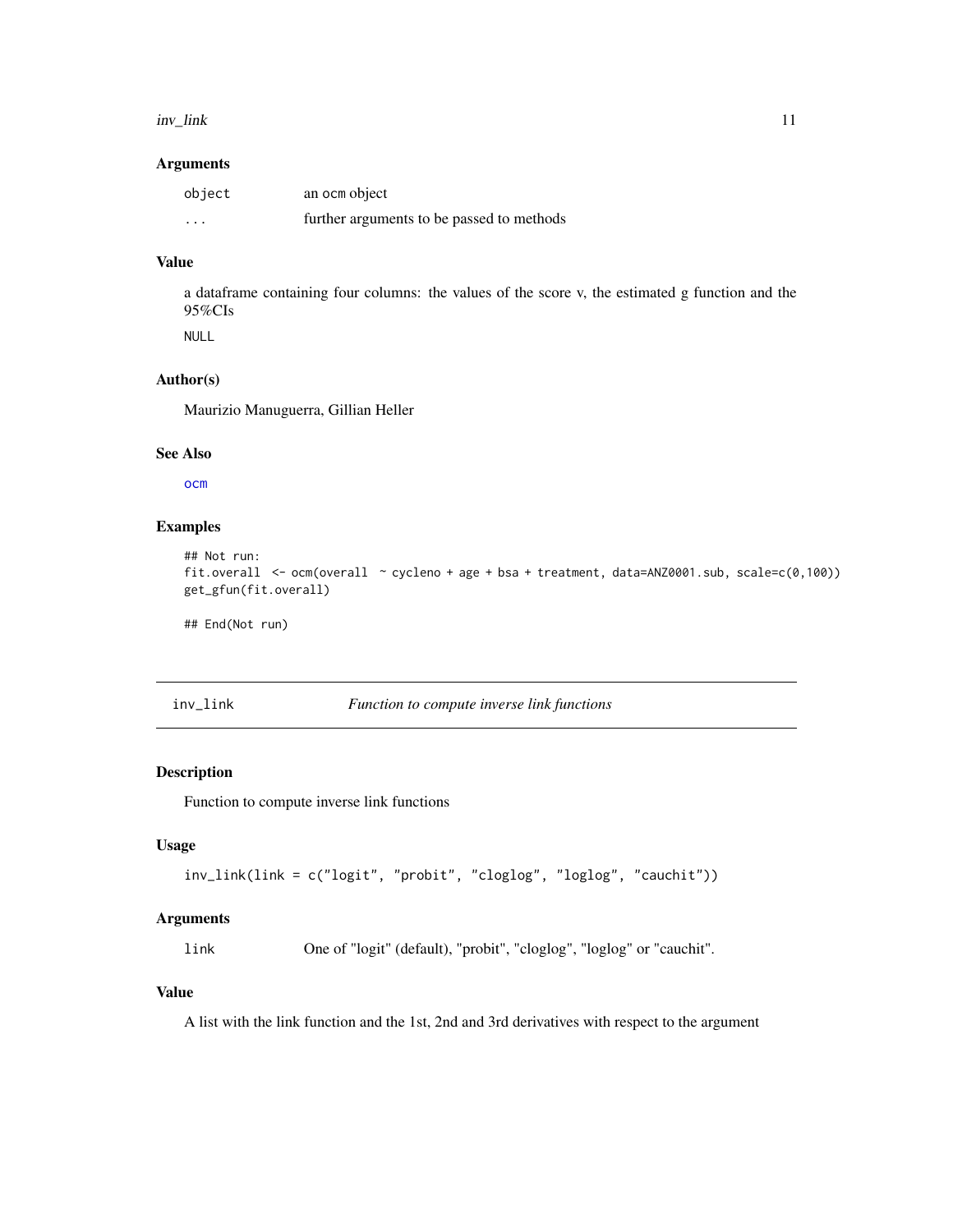### Arguments

| | |
|---|---|
| `object` | an `ocm` object |
| `...` | further arguments to be passed to methods |

### Value

a dataframe containing four columns: the values of the score v, the estimated g function and the 95%CIs

NULL

### Author(s)

Maurizio Manuguerra, Gillian Heller

### See Also

`ocm`

### Examples

```
## Not run:
fit.overall  <- ocm(overall  ~ cycleno + age + bsa + treatment, data=ANZ0001.sub, scale=c(0,100))
get_gfun(fit.overall)

## End(Not run)
```

---

## inv_link — *Function to compute inverse link functions*

---

### Description

Function to compute inverse link functions

### Usage

```
inv_link(link = c("logit", "probit", "cloglog", "loglog", "cauchit"))
```

### Arguments

| | |
|---|---|
| `link` | One of "logit" (default), "probit", "cloglog", "loglog" or "cauchit". |

### Value

A list with the link function and the 1st, 2nd and 3rd derivatives with respect to the argument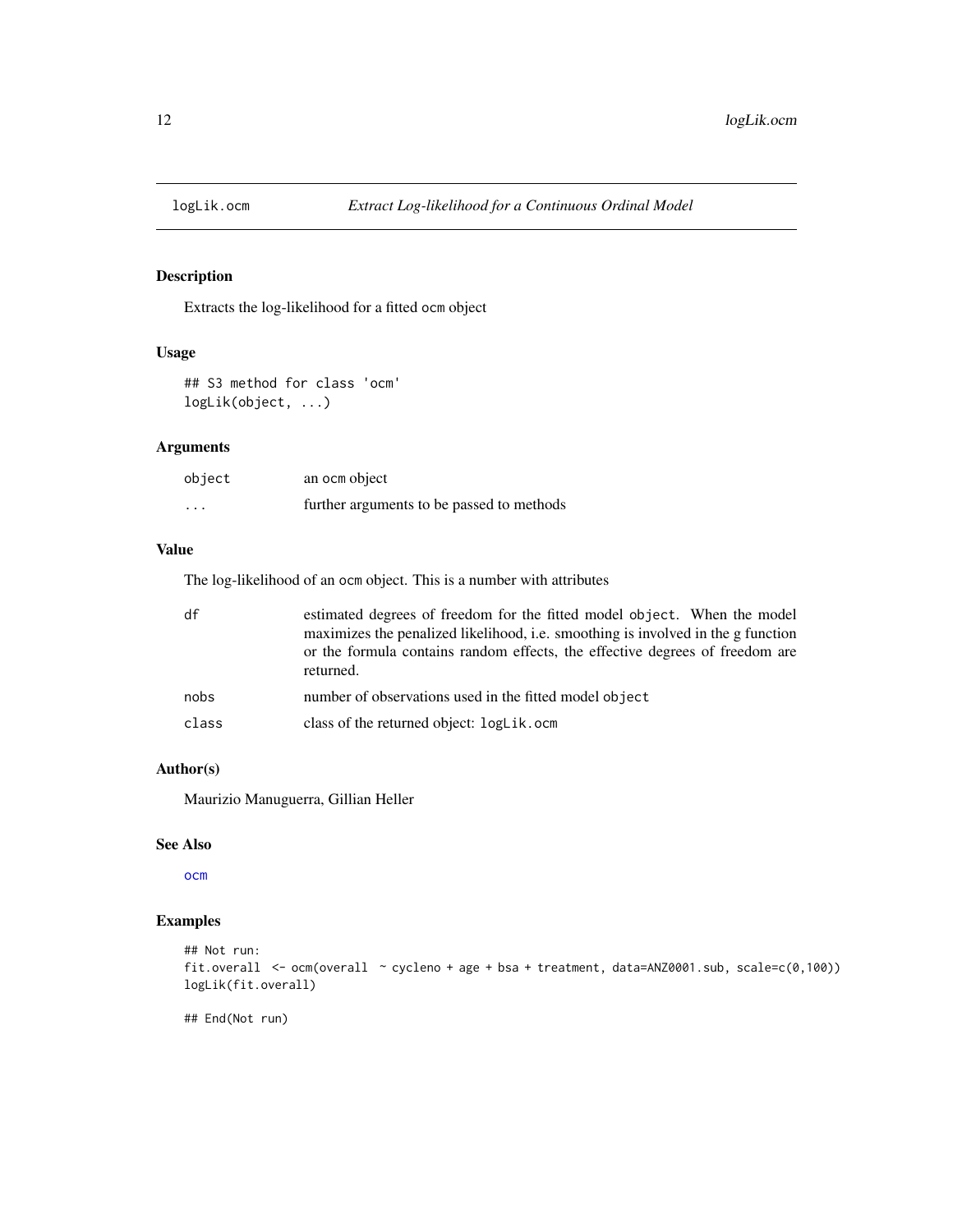## logLik.ocm *Extract Log-likelihood for a Continuous Ordinal Model*

### Description

Extracts the log-likelihood for a fitted `ocm` object

### Usage

```
## S3 method for class 'ocm'
logLik(object, ...)
```

### Arguments

| | |
|---|---|
| `object` | an `ocm` object |
| `...` | further arguments to be passed to methods |

### Value

The log-likelihood of an `ocm` object. This is a number with attributes

| | |
|---|---|
| `df` | estimated degrees of freedom for the fitted model `object`. When the model maximizes the penalized likelihood, i.e. smoothing is involved in the g function or the formula contains random effects, the effective degrees of freedom are returned. |
| `nobs` | number of observations used in the fitted model `object` |
| `class` | class of the returned object: `logLik.ocm` |

### Author(s)

Maurizio Manuguerra, Gillian Heller

### See Also

`ocm`

### Examples

```
## Not run:
fit.overall  <- ocm(overall  ~ cycleno + age + bsa + treatment, data=ANZ0001.sub, scale=c(0,100))
logLik(fit.overall)

## End(Not run)
```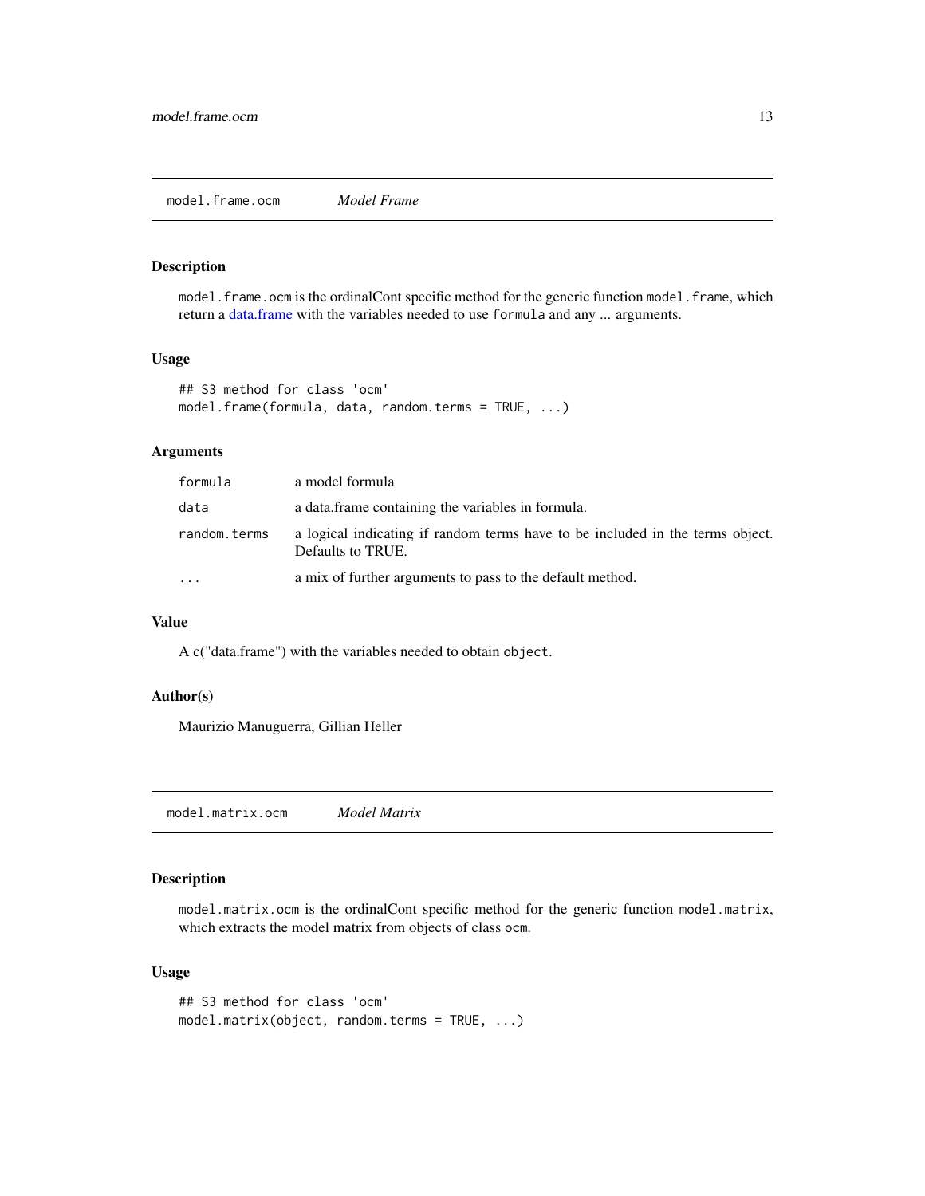## model.frame.ocm *Model Frame*

### Description

model.frame.ocm is the ordinalCont specific method for the generic function model.frame, which return a data.frame with the variables needed to use formula and any ... arguments.

### Usage

```
## S3 method for class 'ocm'
model.frame(formula, data, random.terms = TRUE, ...)
```

### Arguments

| | |
|---|---|
| formula | a model formula |
| data | a data.frame containing the variables in formula. |
| random.terms | a logical indicating if random terms have to be included in the terms object. Defaults to TRUE. |
| ... | a mix of further arguments to pass to the default method. |

### Value

A c("data.frame") with the variables needed to obtain object.

### Author(s)

Maurizio Manuguerra, Gillian Heller

## model.matrix.ocm *Model Matrix*

### Description

model.matrix.ocm is the ordinalCont specific method for the generic function model.matrix, which extracts the model matrix from objects of class ocm.

### Usage

```
## S3 method for class 'ocm'
model.matrix(object, random.terms = TRUE, ...)
```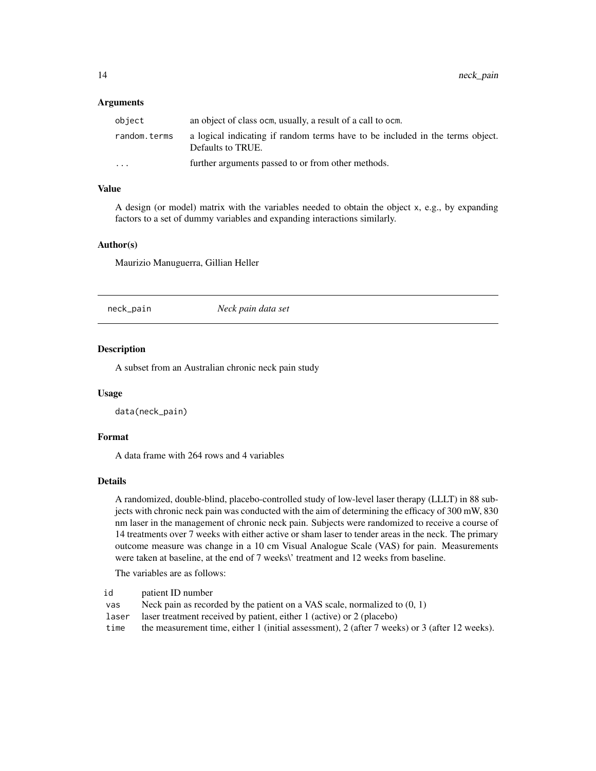### Arguments

| | |
|---|---|
| object | an object of class ocm, usually, a result of a call to ocm. |
| random.terms | a logical indicating if random terms have to be included in the terms object. Defaults to TRUE. |
| ... | further arguments passed to or from other methods. |

### Value

A design (or model) matrix with the variables needed to obtain the object x, e.g., by expanding factors to a set of dummy variables and expanding interactions similarly.

### Author(s)

Maurizio Manuguerra, Gillian Heller

---

## neck_pain *Neck pain data set*

### Description

A subset from an Australian chronic neck pain study

### Usage

```
data(neck_pain)
```

### Format

A data frame with 264 rows and 4 variables

### Details

A randomized, double-blind, placebo-controlled study of low-level laser therapy (LLLT) in 88 subjects with chronic neck pain was conducted with the aim of determining the efficacy of 300 mW, 830 nm laser in the management of chronic neck pain. Subjects were randomized to receive a course of 14 treatments over 7 weeks with either active or sham laser to tender areas in the neck. The primary outcome measure was change in a 10 cm Visual Analogue Scale (VAS) for pain. Measurements were taken at baseline, at the end of 7 weeks\' treatment and 12 weeks from baseline.

The variables are as follows:

| | |
|---|---|
| id | patient ID number |
| vas | Neck pain as recorded by the patient on a VAS scale, normalized to (0, 1) |
| laser | laser treatment received by patient, either 1 (active) or 2 (placebo) |
| time | the measurement time, either 1 (initial assessment), 2 (after 7 weeks) or 3 (after 12 weeks). |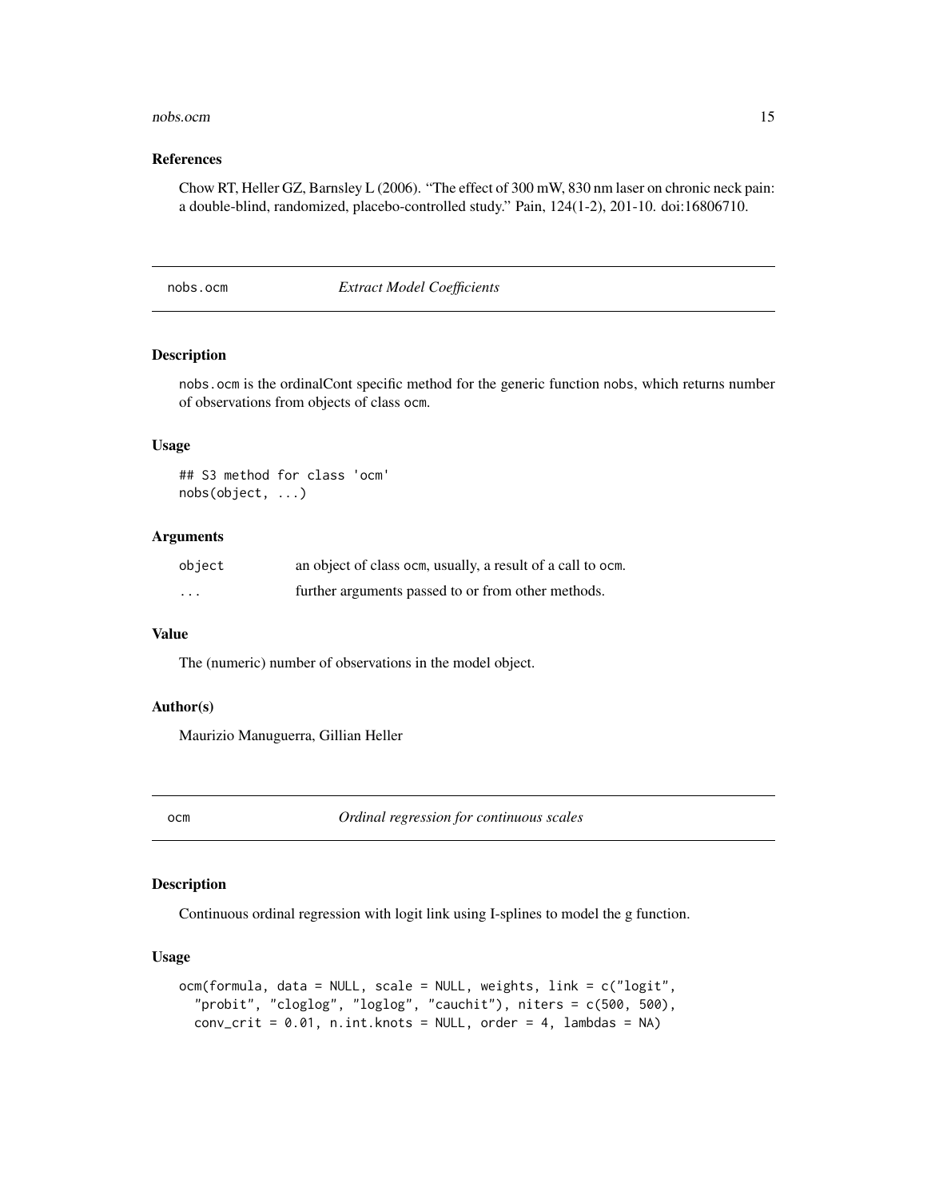### References

Chow RT, Heller GZ, Barnsley L (2006). “The effect of 300 mW, 830 nm laser on chronic neck pain: a double-blind, randomized, placebo-controlled study.” Pain, 124(1-2), 201-10. doi:16806710.

---

## nobs.ocm — *Extract Model Coefficients*

### Description

nobs.ocm is the ordinalCont specific method for the generic function nobs, which returns number of observations from objects of class ocm.

### Usage

```
## S3 method for class 'ocm'
nobs(object, ...)
```

### Arguments

| | |
|---|---|
| object | an object of class ocm, usually, a result of a call to ocm. |
| ... | further arguments passed to or from other methods. |

### Value

The (numeric) number of observations in the model object.

### Author(s)

Maurizio Manuguerra, Gillian Heller

---

## ocm — *Ordinal regression for continuous scales*

### Description

Continuous ordinal regression with logit link using I-splines to model the g function.

### Usage

```
ocm(formula, data = NULL, scale = NULL, weights, link = c("logit",
  "probit", "cloglog", "loglog", "cauchit"), niters = c(500, 500),
  conv_crit = 0.01, n.int.knots = NULL, order = 4, lambdas = NA)
```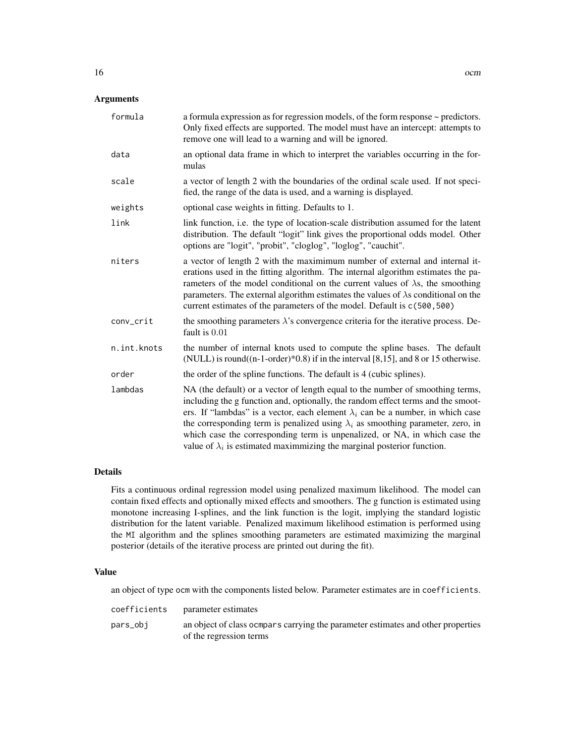## Arguments

| | |
|---|---|
| `formula` | a formula expression as for regression models, of the form response ~ predictors. Only fixed effects are supported. The model must have an intercept: attempts to remove one will lead to a warning and will be ignored. |
| `data` | an optional data frame in which to interpret the variables occurring in the formulas |
| `scale` | a vector of length 2 with the boundaries of the ordinal scale used. If not specified, the range of the data is used, and a warning is displayed. |
| `weights` | optional case weights in fitting. Defaults to 1. |
| `link` | link function, i.e. the type of location-scale distribution assumed for the latent distribution. The default "logit" link gives the proportional odds model. Other options are "logit", "probit", "cloglog", "loglog", "cauchit". |
| `niters` | a vector of length 2 with the maximimum number of external and internal iterations used in the fitting algorithm. The internal algorithm estimates the parameters of the model conditional on the current values of $\lambda$s, the smoothing parameters. The external algorithm estimates the values of $\lambda$s conditional on the current estimates of the parameters of the model. Default is `c(500,500)` |
| `conv_crit` | the smoothing parameters $\lambda$'s convergence criteria for the iterative process. Default is $0.01$ |
| `n.int.knots` | the number of internal knots used to compute the spline bases. The default (NULL) is round((n-1-order)*0.8) if in the interval [8,15], and 8 or 15 otherwise. |
| `order` | the order of the spline functions. The default is 4 (cubic splines). |
| `lambdas` | NA (the default) or a vector of length equal to the number of smoothing terms, including the g function and, optionally, the random effect terms and the smooters. If "lambdas" is a vector, each element $\lambda_i$ can be a number, in which case the corresponding term is penalized using $\lambda_i$ as smoothing parameter, zero, in which case the corresponding term is unpenalized, or NA, in which case the value of $\lambda_i$ is estimated maximmizing the marginal posterior function. |

## Details

Fits a continuous ordinal regression model using penalized maximum likelihood. The model can contain fixed effects and optionally mixed effects and smoothers. The g function is estimated using monotone increasing I-splines, and the link function is the logit, implying the standard logistic distribution for the latent variable. Penalized maximum likelihood estimation is performed using the `MI` algorithm and the splines smoothing parameters are estimated maximizing the marginal posterior (details of the iterative process are printed out during the fit).

## Value

an object of type `ocm` with the components listed below. Parameter estimates are in `coefficients`.

| | |
|---|---|
| `coefficients` | parameter estimates |
| `pars_obj` | an object of class `ocmpars` carrying the parameter estimates and other properties of the regression terms |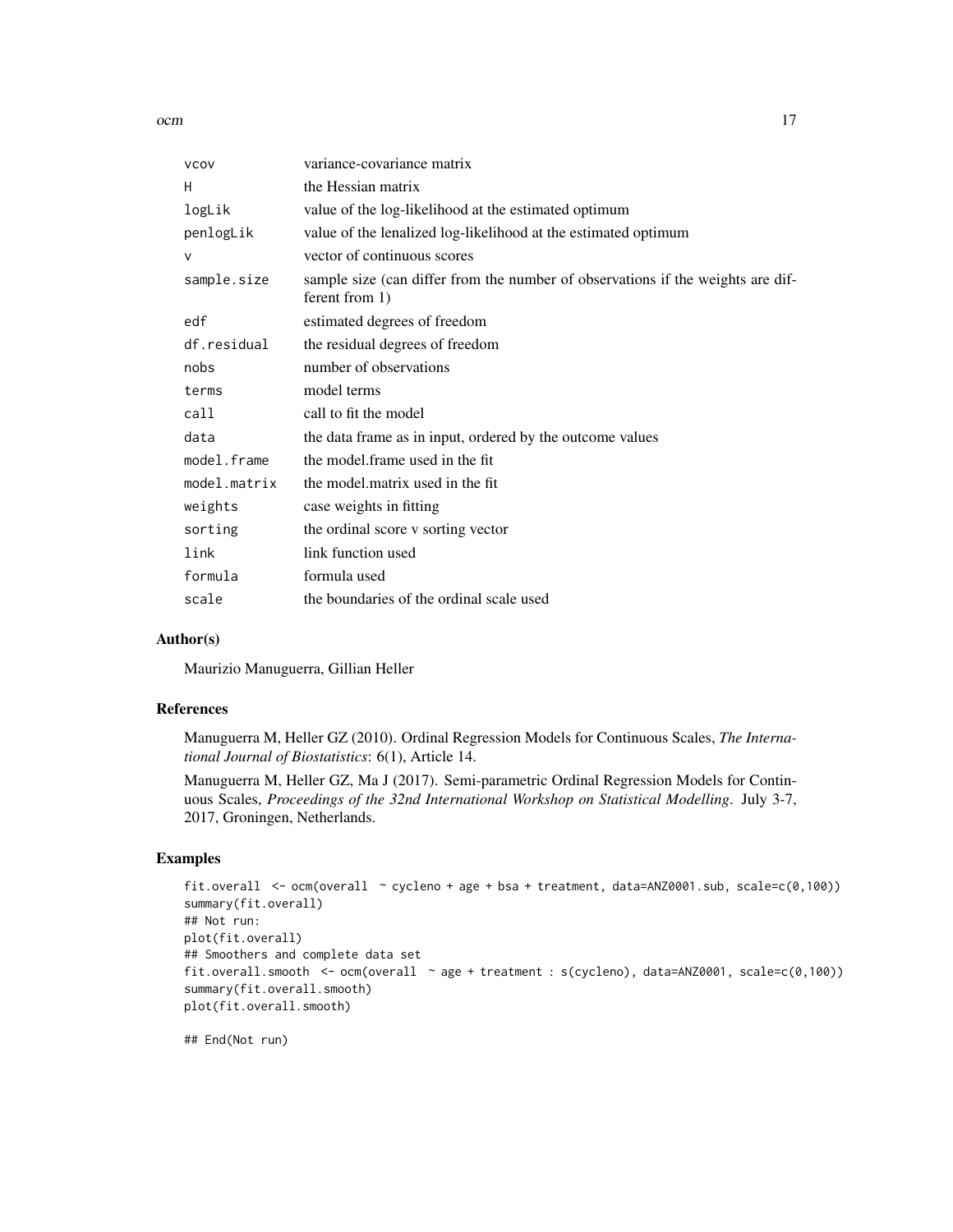| | |
|---|---|
| vcov | variance-covariance matrix |
| H | the Hessian matrix |
| logLik | value of the log-likelihood at the estimated optimum |
| penlogLik | value of the lenalized log-likelihood at the estimated optimum |
| v | vector of continuous scores |
| sample.size | sample size (can differ from the number of observations if the weights are different from 1) |
| edf | estimated degrees of freedom |
| df.residual | the residual degrees of freedom |
| nobs | number of observations |
| terms | model terms |
| call | call to fit the model |
| data | the data frame as in input, ordered by the outcome values |
| model.frame | the model.frame used in the fit |
| model.matrix | the model.matrix used in the fit |
| weights | case weights in fitting |
| sorting | the ordinal score v sorting vector |
| link | link function used |
| formula | formula used |
| scale | the boundaries of the ordinal scale used |

## Author(s)

Maurizio Manuguerra, Gillian Heller

## References

Manuguerra M, Heller GZ (2010). Ordinal Regression Models for Continuous Scales, *The International Journal of Biostatistics*: 6(1), Article 14.

Manuguerra M, Heller GZ, Ma J (2017). Semi-parametric Ordinal Regression Models for Continuous Scales, *Proceedings of the 32nd International Workshop on Statistical Modelling*. July 3-7, 2017, Groningen, Netherlands.

## Examples

```
fit.overall <- ocm(overall ~ cycleno + age + bsa + treatment, data=ANZ0001.sub, scale=c(0,100))
summary(fit.overall)
## Not run:
plot(fit.overall)
## Smoothers and complete data set
fit.overall.smooth <- ocm(overall ~ age + treatment : s(cycleno), data=ANZ0001, scale=c(0,100))
summary(fit.overall.smooth)
plot(fit.overall.smooth)

## End(Not run)
```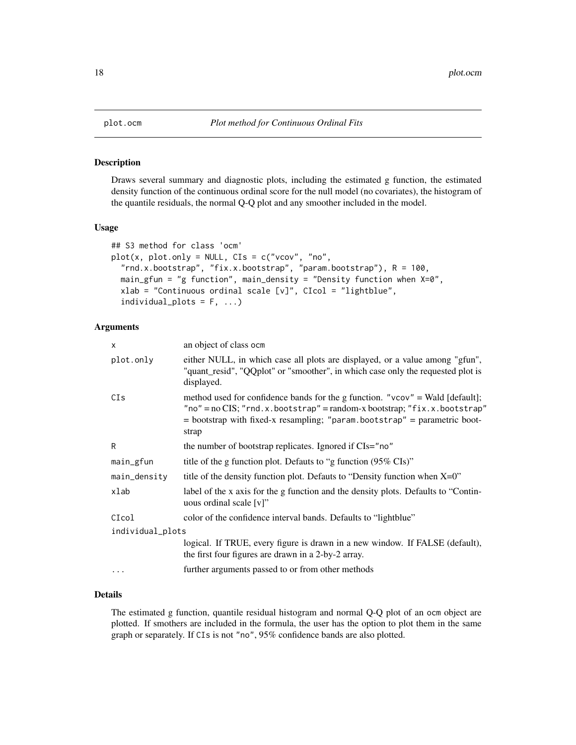# plot.ocm *Plot method for Continuous Ordinal Fits*

## Description

Draws several summary and diagnostic plots, including the estimated g function, the estimated density function of the continuous ordinal score for the null model (no covariates), the histogram of the quantile residuals, the normal Q-Q plot and any smoother included in the model.

## Usage

```
## S3 method for class 'ocm'
plot(x, plot.only = NULL, CIs = c("vcov", "no",
  "rnd.x.bootstrap", "fix.x.bootstrap", "param.bootstrap"), R = 100,
  main_gfun = "g function", main_density = "Density function when X=0",
  xlab = "Continuous ordinal scale [v]", CIcol = "lightblue",
  individual_plots = F, ...)
```

## Arguments

| | |
|---|---|
| `x` | an object of class `ocm` |
| `plot.only` | either NULL, in which case all plots are displayed, or a value among "gfun", "quant_resid", "QQplot" or "smoother", in which case only the requested plot is displayed. |
| `CIs` | method used for confidence bands for the g function. `"vcov"` = Wald [default]; `"no"` = no CIS; `"rnd.x.bootstrap"` = random-x bootstrap; `"fix.x.bootstrap"` = bootstrap with fixed-x resampling; `"param.bootstrap"` = parametric bootstrap |
| `R` | the number of bootstrap replicates. Ignored if CIs=`"no"` |
| `main_gfun` | title of the g function plot. Defauts to "g function (95% CIs)" |
| `main_density` | title of the density function plot. Defauts to "Density function when X=0" |
| `xlab` | label of the x axis for the g function and the density plots. Defaults to "Continuous ordinal scale [v]" |
| `CIcol` | color of the confidence interval bands. Defaults to "lightblue" |
| `individual_plots` | logical. If TRUE, every figure is drawn in a new window. If FALSE (default), the first four figures are drawn in a 2-by-2 array. |
| `...` | further arguments passed to or from other methods |

## Details

The estimated g function, quantile residual histogram and normal Q-Q plot of an `ocm` object are plotted. If smothers are included in the formula, the user has the option to plot them in the same graph or separately. If `CIs` is not `"no"`, 95% confidence bands are also plotted.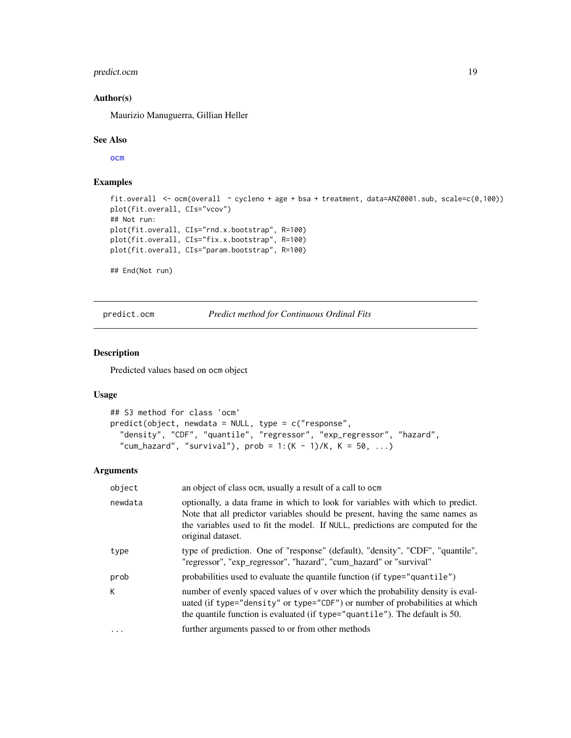### Author(s)

Maurizio Manuguerra, Gillian Heller

### See Also

ocm

### Examples

```
fit.overall  <- ocm(overall  ~ cycleno + age + bsa + treatment, data=ANZ0001.sub, scale=c(0,100))
plot(fit.overall, CIs="vcov")
## Not run:
plot(fit.overall, CIs="rnd.x.bootstrap", R=100)
plot(fit.overall, CIs="fix.x.bootstrap", R=100)
plot(fit.overall, CIs="param.bootstrap", R=100)

## End(Not run)
```

---

## predict.ocm *Predict method for Continuous Ordinal Fits*

### Description

Predicted values based on ocm object

### Usage

```
## S3 method for class 'ocm'
predict(object, newdata = NULL, type = c("response",
  "density", "CDF", "quantile", "regressor", "exp_regressor", "hazard",
  "cum_hazard", "survival"), prob = 1:(K - 1)/K, K = 50, ...)
```

### Arguments

| | |
|---|---|
| object | an object of class ocm, usually a result of a call to ocm |
| newdata | optionally, a data frame in which to look for variables with which to predict. Note that all predictor variables should be present, having the same names as the variables used to fit the model. If NULL, predictions are computed for the original dataset. |
| type | type of prediction. One of "response" (default), "density", "CDF", "quantile", "regressor", "exp_regressor", "hazard", "cum_hazard" or "survival" |
| prob | probabilities used to evaluate the quantile function (if type="quantile") |
| K | number of evenly spaced values of v over which the probability density is evaluated (if type="density" or type="CDF") or number of probabilities at which the quantile function is evaluated (if type="quantile"). The default is 50. |
| ... | further arguments passed to or from other methods |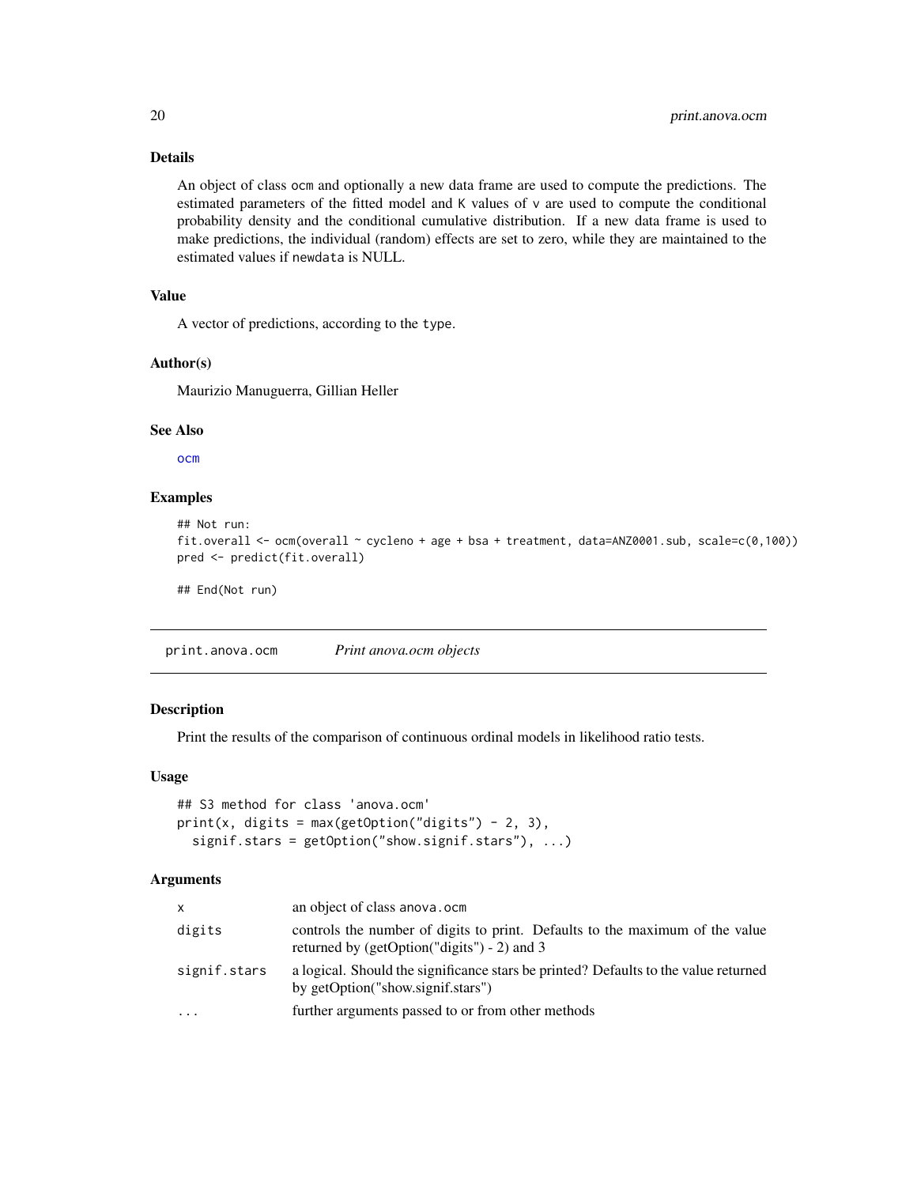### Details

An object of class ocm and optionally a new data frame are used to compute the predictions. The estimated parameters of the fitted model and K values of v are used to compute the conditional probability density and the conditional cumulative distribution. If a new data frame is used to make predictions, the individual (random) effects are set to zero, while they are maintained to the estimated values if newdata is NULL.

### Value

A vector of predictions, according to the type.

### Author(s)

Maurizio Manuguerra, Gillian Heller

### See Also

ocm

### Examples

```
## Not run:
fit.overall <- ocm(overall ~ cycleno + age + bsa + treatment, data=ANZ0001.sub, scale=c(0,100))
pred <- predict(fit.overall)

## End(Not run)
```

---

## print.anova.ocm *Print anova.ocm objects*

### Description

Print the results of the comparison of continuous ordinal models in likelihood ratio tests.

### Usage

```
## S3 method for class 'anova.ocm'
print(x, digits = max(getOption("digits") - 2, 3),
  signif.stars = getOption("show.signif.stars"), ...)
```

### Arguments

| | |
|---|---|
| x | an object of class anova.ocm |
| digits | controls the number of digits to print. Defaults to the maximum of the value returned by (getOption("digits") - 2) and 3 |
| signif.stars | a logical. Should the significance stars be printed? Defaults to the value returned by getOption("show.signif.stars") |
| ... | further arguments passed to or from other methods |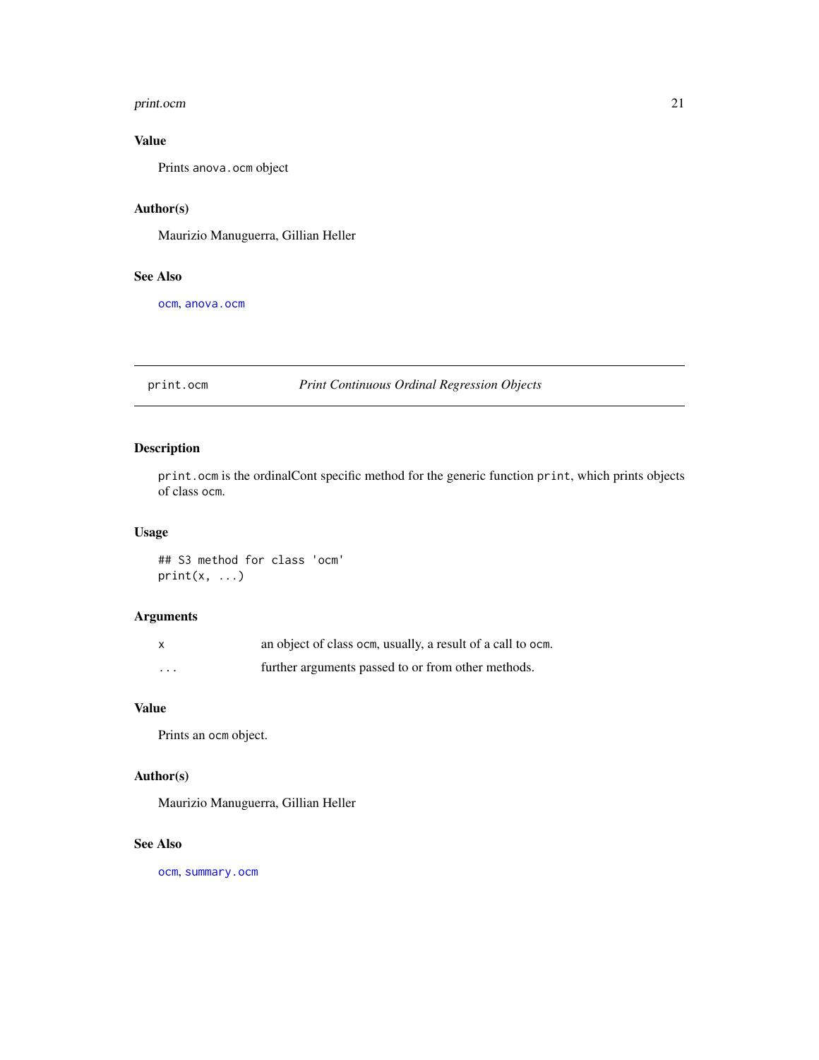### Value

Prints anova.ocm object

### Author(s)

Maurizio Manuguerra, Gillian Heller

### See Also

ocm, anova.ocm

---

## print.ocm *Print Continuous Ordinal Regression Objects*

---

### Description

print.ocm is the ordinalCont specific method for the generic function print, which prints objects of class ocm.

### Usage

```
## S3 method for class 'ocm'
print(x, ...)
```

### Arguments

| | |
|---|---|
| x | an object of class ocm, usually, a result of a call to ocm. |
| ... | further arguments passed to or from other methods. |

### Value

Prints an ocm object.

### Author(s)

Maurizio Manuguerra, Gillian Heller

### See Also

ocm, summary.ocm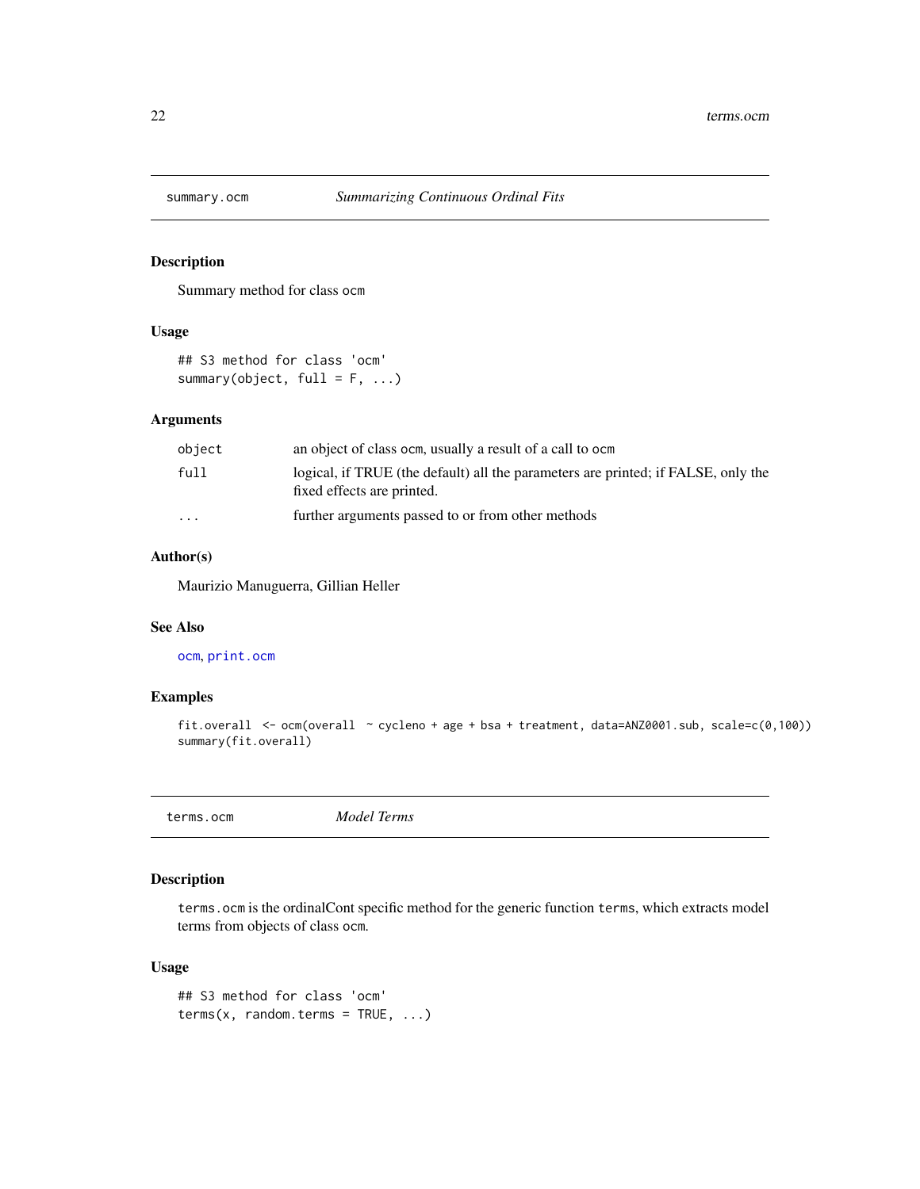## summary.ocm *Summarizing Continuous Ordinal Fits*

### Description

Summary method for class `ocm`

### Usage

```
## S3 method for class 'ocm'
summary(object, full = F, ...)
```

### Arguments

| | |
|---|---|
| `object` | an object of class `ocm`, usually a result of a call to `ocm` |
| `full` | logical, if TRUE (the default) all the parameters are printed; if FALSE, only the fixed effects are printed. |
| `...` | further arguments passed to or from other methods |

### Author(s)

Maurizio Manuguerra, Gillian Heller

### See Also

`ocm`, `print.ocm`

### Examples

```
fit.overall  <- ocm(overall  ~ cycleno + age + bsa + treatment, data=ANZ0001.sub, scale=c(0,100))
summary(fit.overall)
```

## terms.ocm *Model Terms*

### Description

`terms.ocm` is the ordinalCont specific method for the generic function `terms`, which extracts model terms from objects of class `ocm`.

### Usage

```
## S3 method for class 'ocm'
terms(x, random.terms = TRUE, ...)
```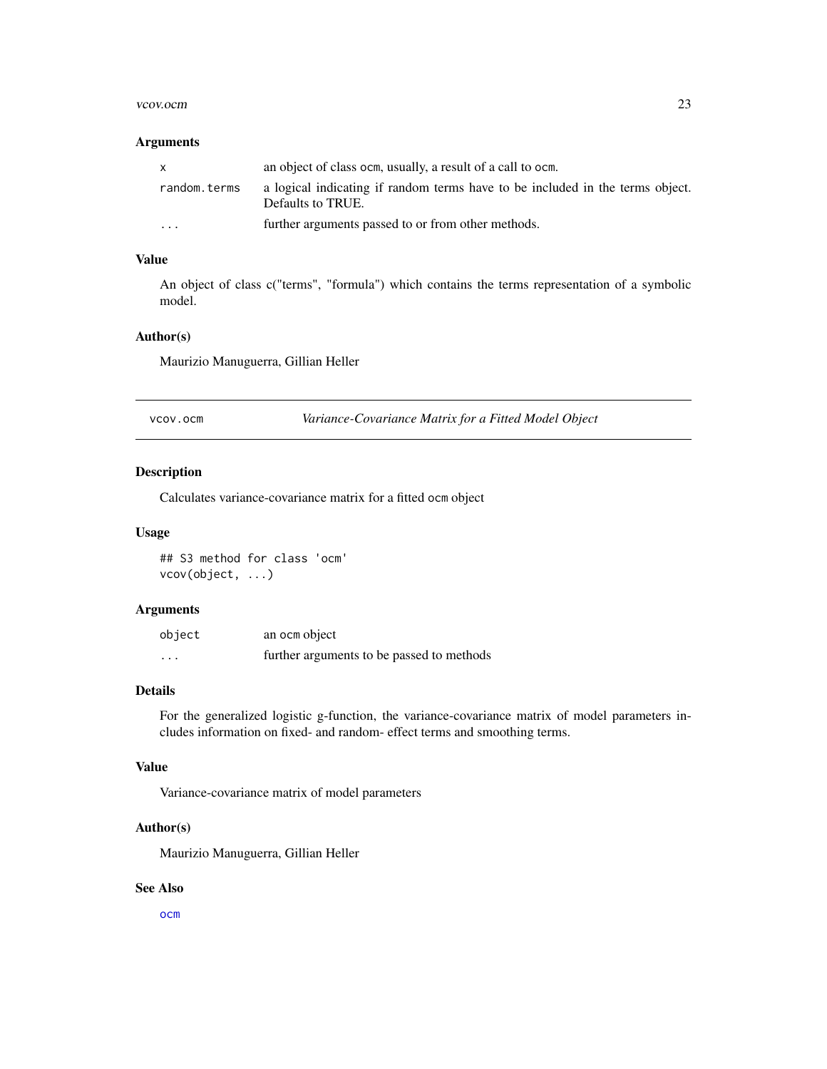### Arguments

| | |
|---|---|
| `x` | an object of class `ocm`, usually, a result of a call to `ocm`. |
| `random.terms` | a logical indicating if random terms have to be included in the terms object. Defaults to TRUE. |
| `...` | further arguments passed to or from other methods. |

### Value

An object of class c("terms", "formula") which contains the terms representation of a symbolic model.

### Author(s)

Maurizio Manuguerra, Gillian Heller

---

## vcov.ocm — *Variance-Covariance Matrix for a Fitted Model Object*

### Description

Calculates variance-covariance matrix for a fitted `ocm` object

### Usage

```
## S3 method for class 'ocm'
vcov(object, ...)
```

### Arguments

| | |
|---|---|
| `object` | an `ocm` object |
| `...` | further arguments to be passed to methods |

### Details

For the generalized logistic g-function, the variance-covariance matrix of model parameters includes information on fixed- and random- effect terms and smoothing terms.

### Value

Variance-covariance matrix of model parameters

### Author(s)

Maurizio Manuguerra, Gillian Heller

### See Also

`ocm`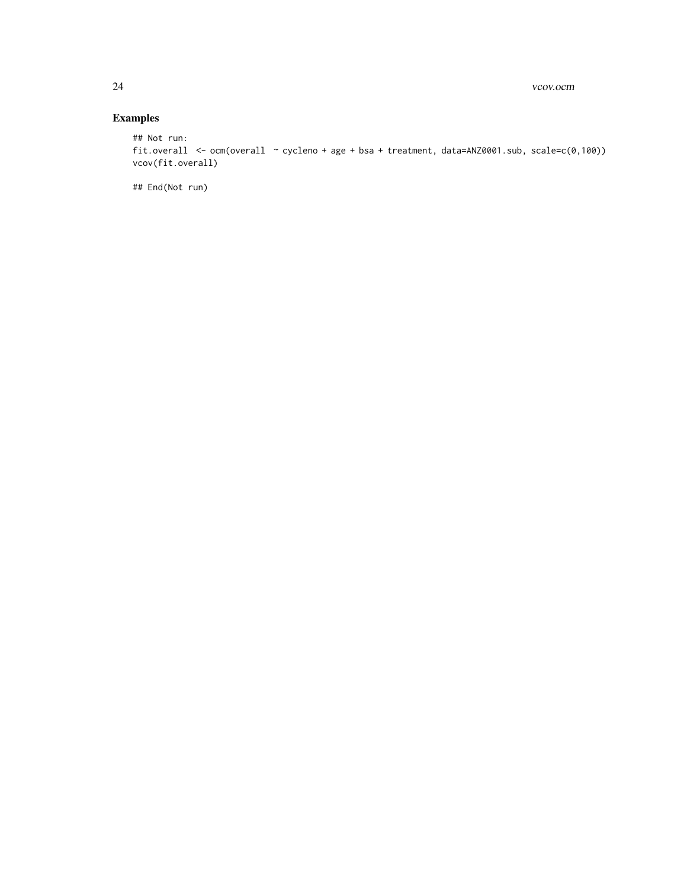## Examples

```
## Not run:
fit.overall  <- ocm(overall  ~ cycleno + age + bsa + treatment, data=ANZ0001.sub, scale=c(0,100))
vcov(fit.overall)

## End(Not run)
```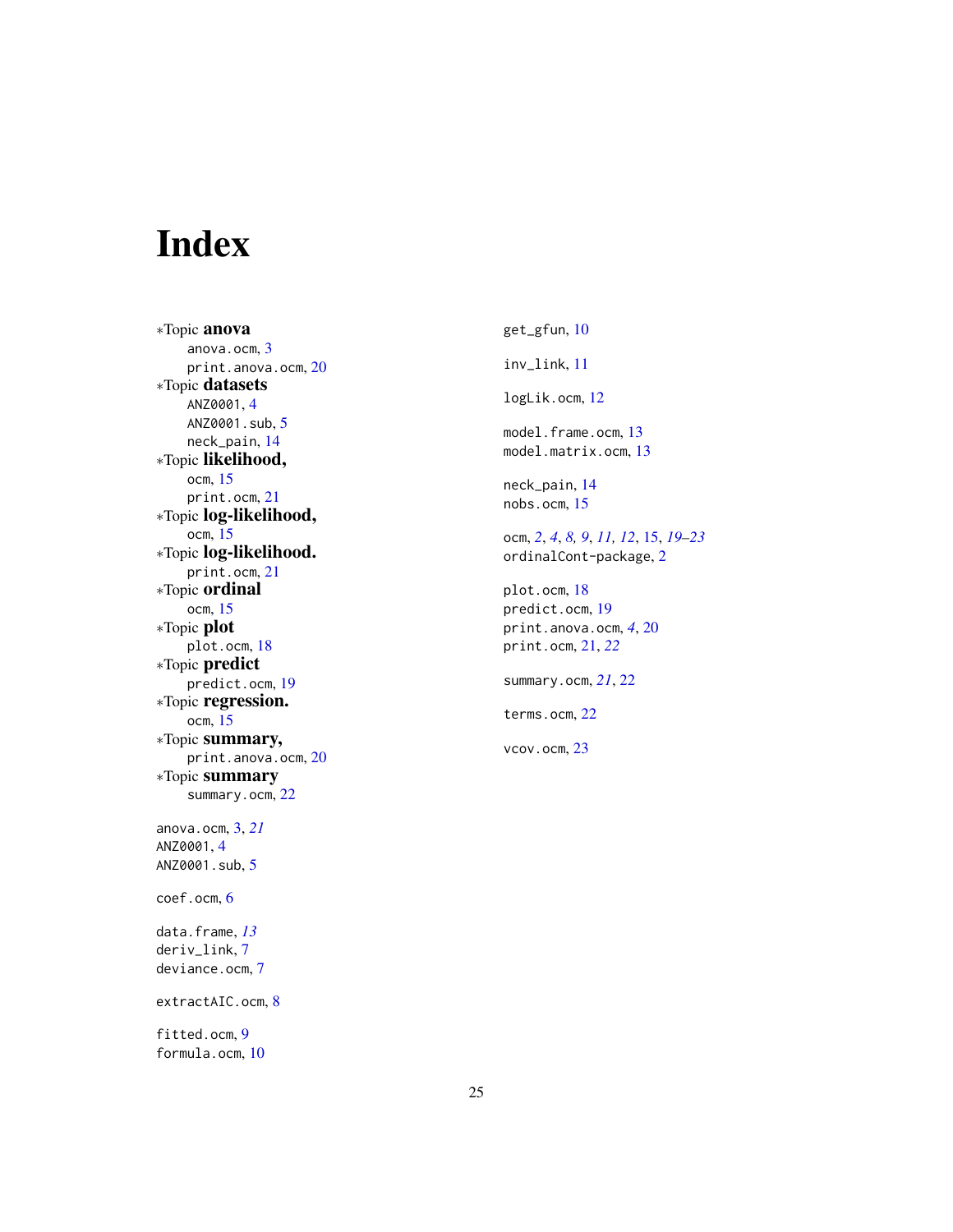# Index

*Topic **anova**
    anova.ocm, 3
    print.anova.ocm, 20
*Topic **datasets**
    ANZ0001, 4
    ANZ0001.sub, 5
    neck_pain, 14
*Topic **likelihood,**
    ocm, 15
    print.ocm, 21
*Topic **log-likelihood,**
    ocm, 15
*Topic **log-likelihood.**
    print.ocm, 21
*Topic **ordinal**
    ocm, 15
*Topic **plot**
    plot.ocm, 18
*Topic **predict**
    predict.ocm, 19
*Topic **regression.**
    ocm, 15
*Topic **summary,**
    print.anova.ocm, 20
*Topic **summary**
    summary.ocm, 22

anova.ocm, 3, *21*
ANZ0001, 4
ANZ0001.sub, 5

coef.ocm, 6

data.frame, *13*
deriv_link, 7
deviance.ocm, 7

extractAIC.ocm, 8

fitted.ocm, 9
formula.ocm, 10

get_gfun, 10

inv_link, 11

logLik.ocm, 12

model.frame.ocm, 13
model.matrix.ocm, 13

neck_pain, 14
nobs.ocm, 15

ocm, *2*, *4*, *8, 9*, *11, 12*, 15, *19–23*
ordinalCont-package, 2

plot.ocm, 18
predict.ocm, 19
print.anova.ocm, *4*, 20
print.ocm, 21, *22*

summary.ocm, *21*, 22

terms.ocm, 22

vcov.ocm, 23